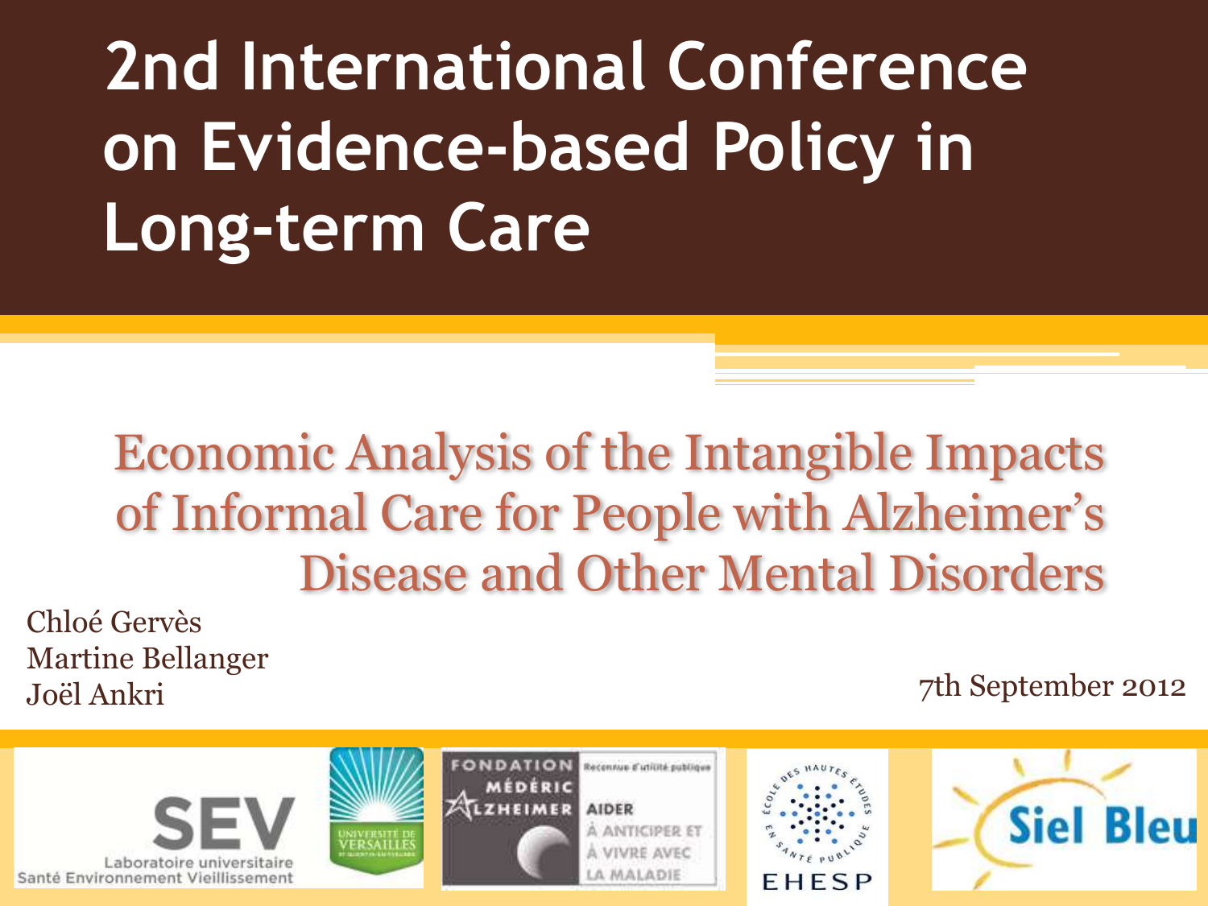# 2nd International Conference on Evidence-based Policy in Long-term Care

## Economic Analysis of the Intangible Impacts of Informal Care for People with Alzheimer's Disease and Other Mental Disorders

Chloé Gervès
Martine Bellanger
Joël Ankri

7th September 2012

SEV Laboratoire universitaire Santé Environnement Vieillissement

Université de Versailles

Fondation Médéric Alzheimer — Reconnue d'utilité publique — Aider à anticiper et à vivre avec la maladie

École des Hautes Études en Santé Publique — EHESP

Siel Bleu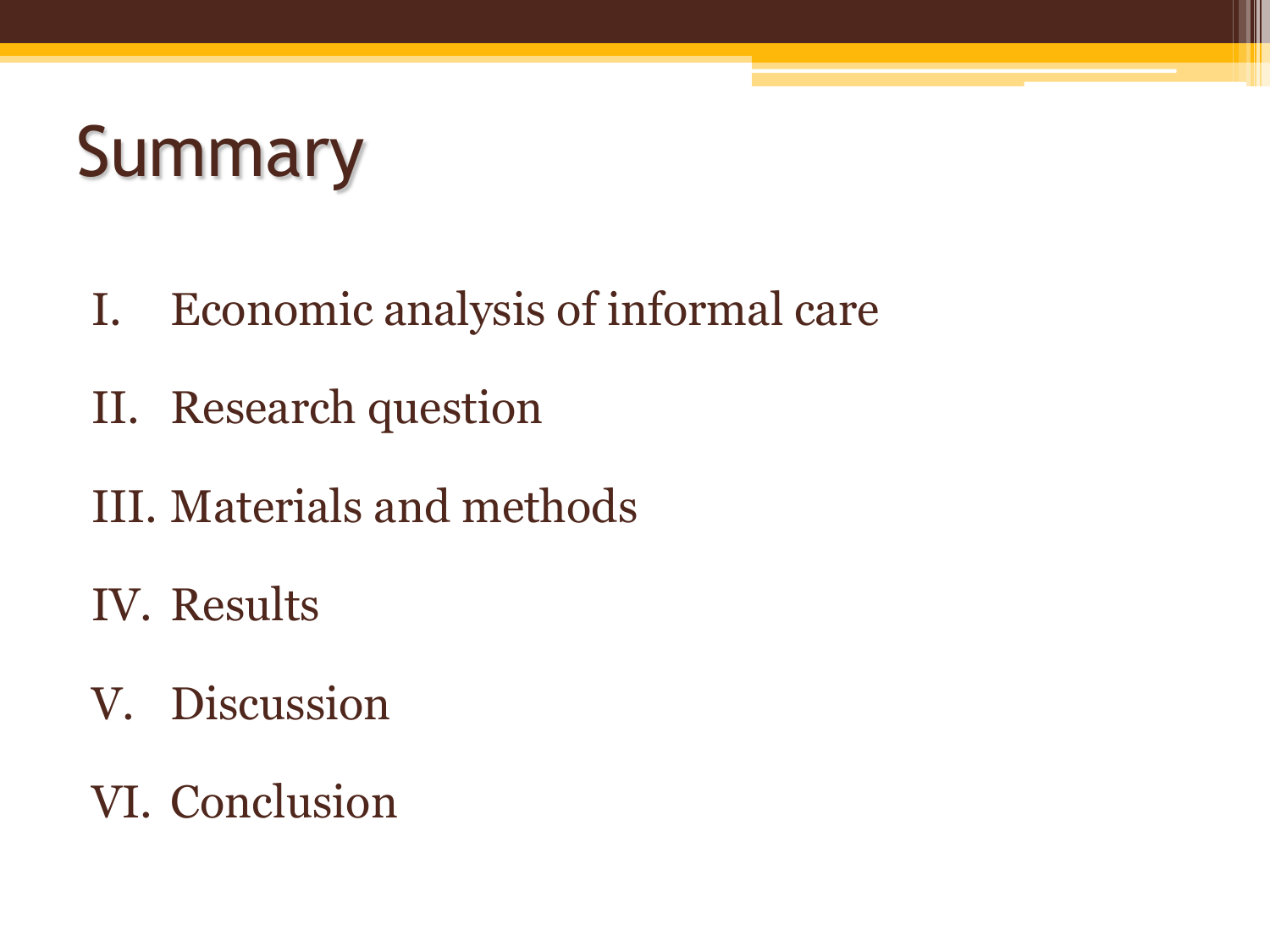# Summary

I. Economic analysis of informal care

II. Research question

III. Materials and methods

IV. Results

V. Discussion

VI. Conclusion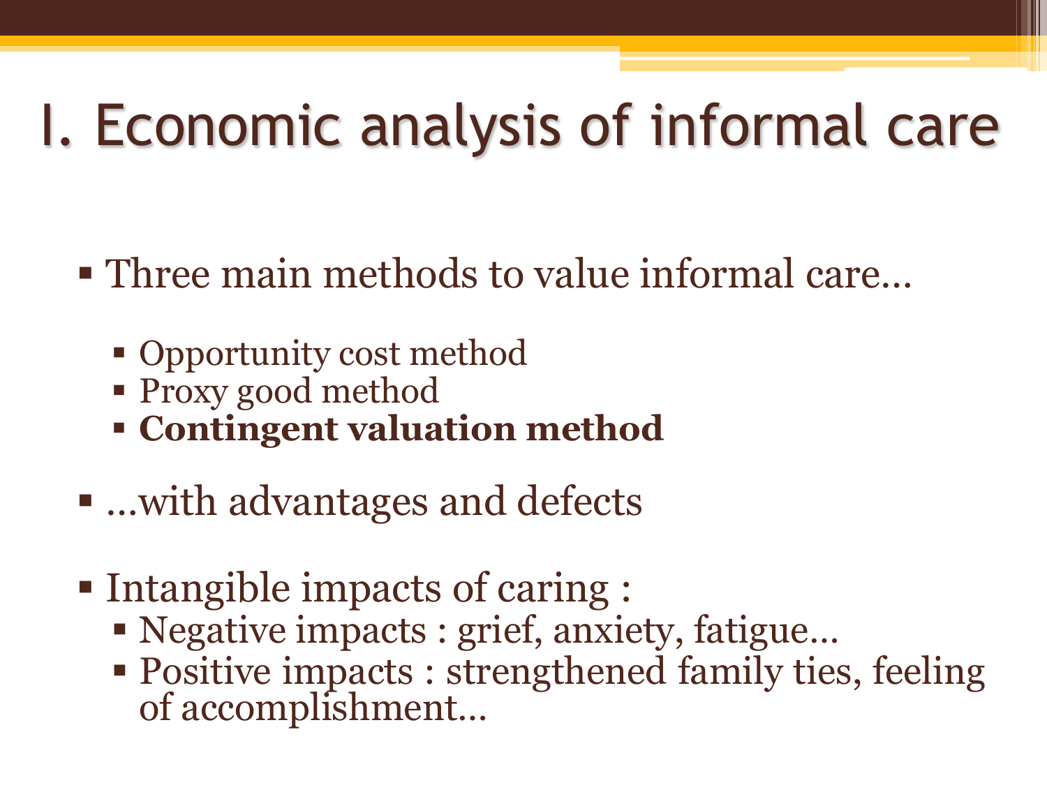# I. Economic analysis of informal care

- Three main methods to value informal care…
  - Opportunity cost method
  - Proxy good method
  - **Contingent valuation method**
- …with advantages and defects
- Intangible impacts of caring :
  - Negative impacts : grief, anxiety, fatigue…
  - Positive impacts : strengthened family ties, feeling of accomplishment…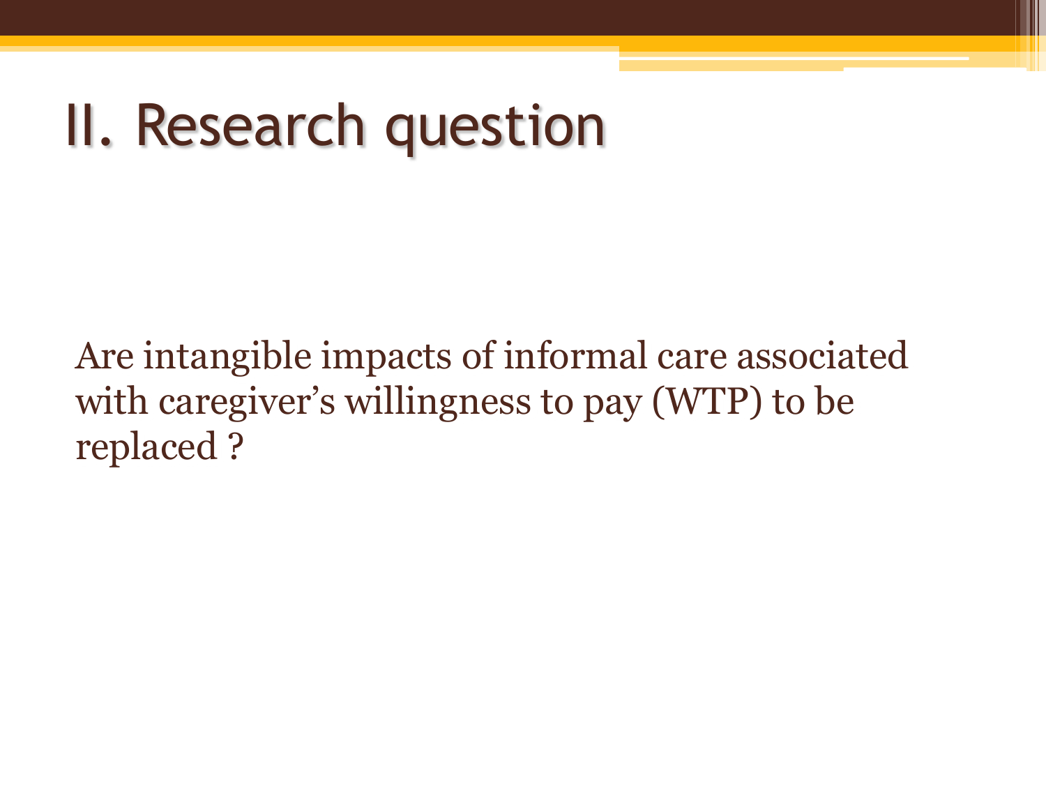# II. Research question

Are intangible impacts of informal care associated with caregiver's willingness to pay (WTP) to be replaced ?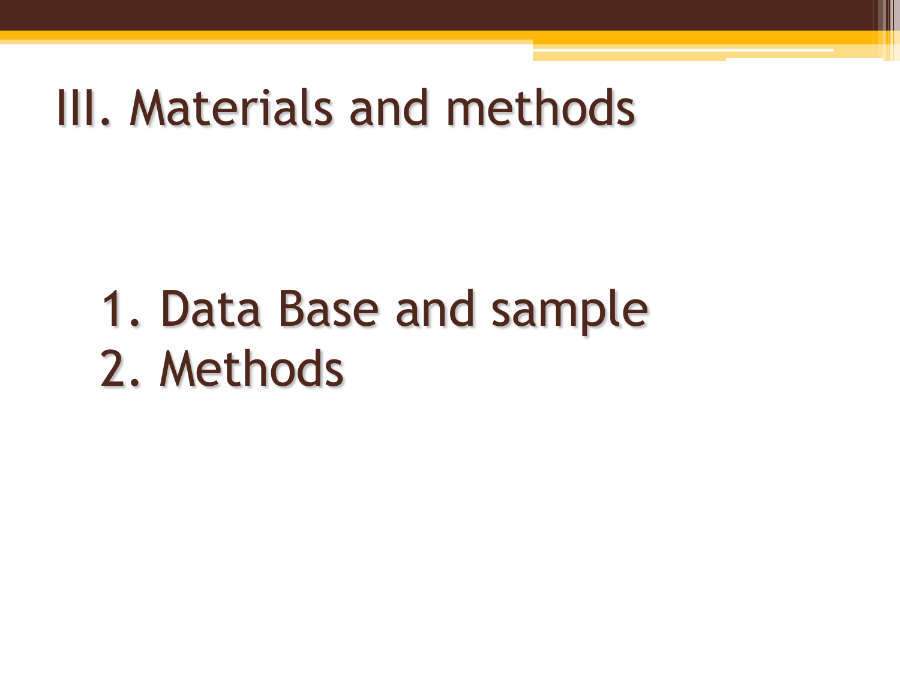# III. Materials and methods

1. Data Base and sample
2. Methods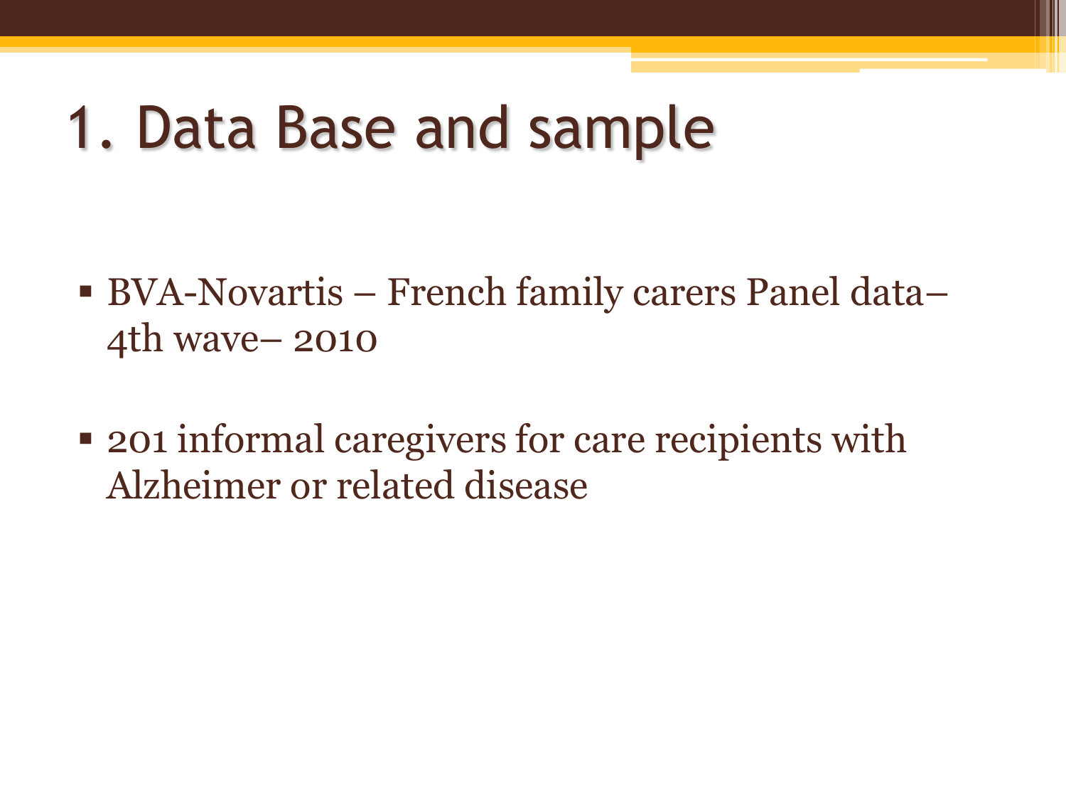# 1. Data Base and sample

- BVA-Novartis – French family carers Panel data– 4th wave– 2010
- 201 informal caregivers for care recipients with Alzheimer or related disease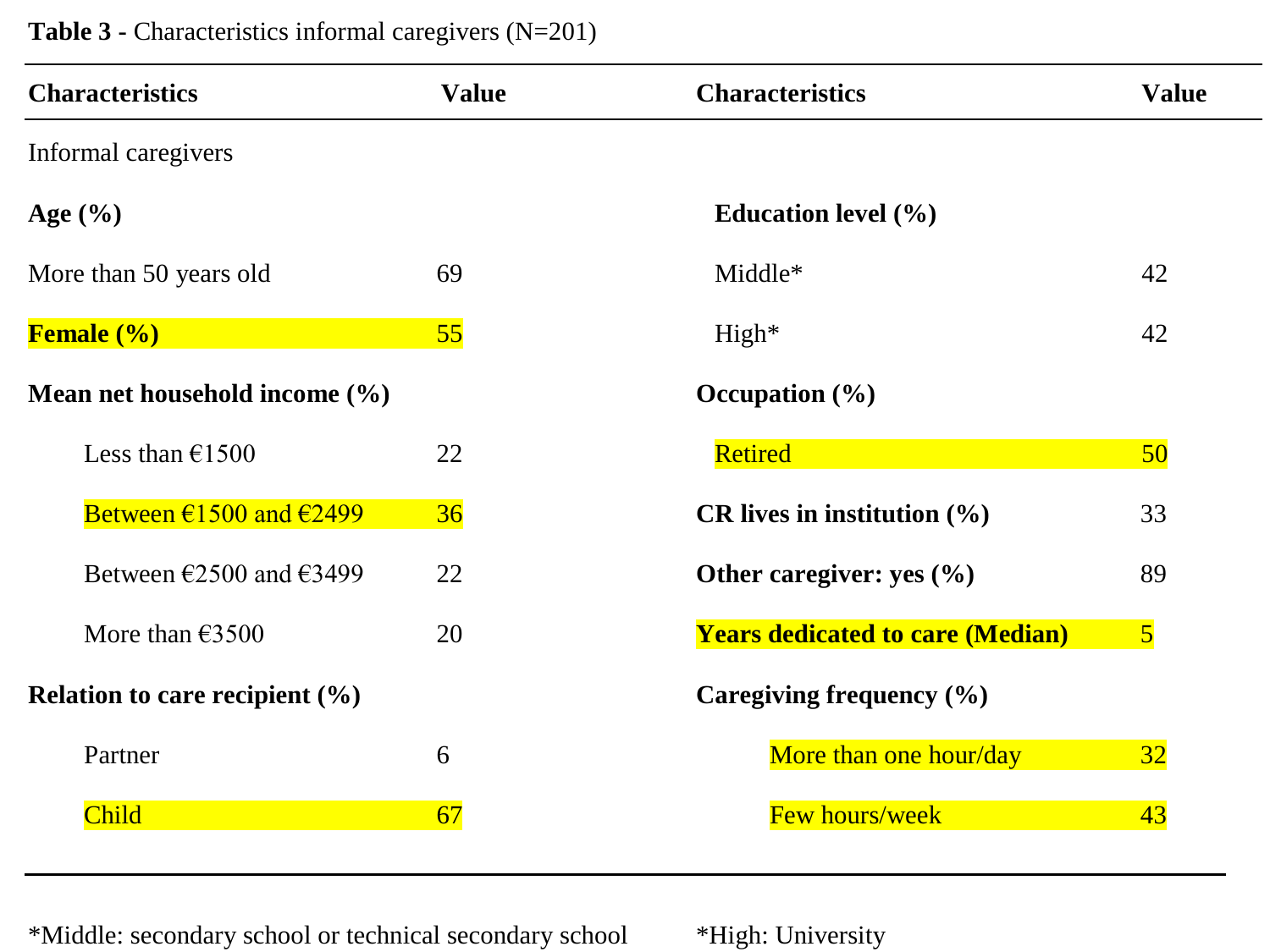**Table 3** - Characteristics informal caregivers (N=201)

| Characteristics | Value | Characteristics | Value |
|---|---|---|---|
| Informal caregivers | | | |
| **Age (%)** | | **Education level (%)** | |
| More than 50 years old | 69 | Middle* | 42 |
| **Female (%)** | 55 | High* | 42 |
| **Mean net household income (%)** | | **Occupation (%)** | |
| Less than €1500 | 22 | Retired | 50 |
| Between €1500 and €2499 | 36 | **CR lives in institution (%)** | 33 |
| Between €2500 and €3499 | 22 | **Other caregiver: yes (%)** | 89 |
| More than €3500 | 20 | **Years dedicated to care (Median)** | 5 |
| **Relation to care recipient (%)** | | **Caregiving frequency (%)** | |
| Partner | 6 | More than one hour/day | 32 |
| Child | 67 | Few hours/week | 43 |

*Middle: secondary school or technical secondary school

*High: University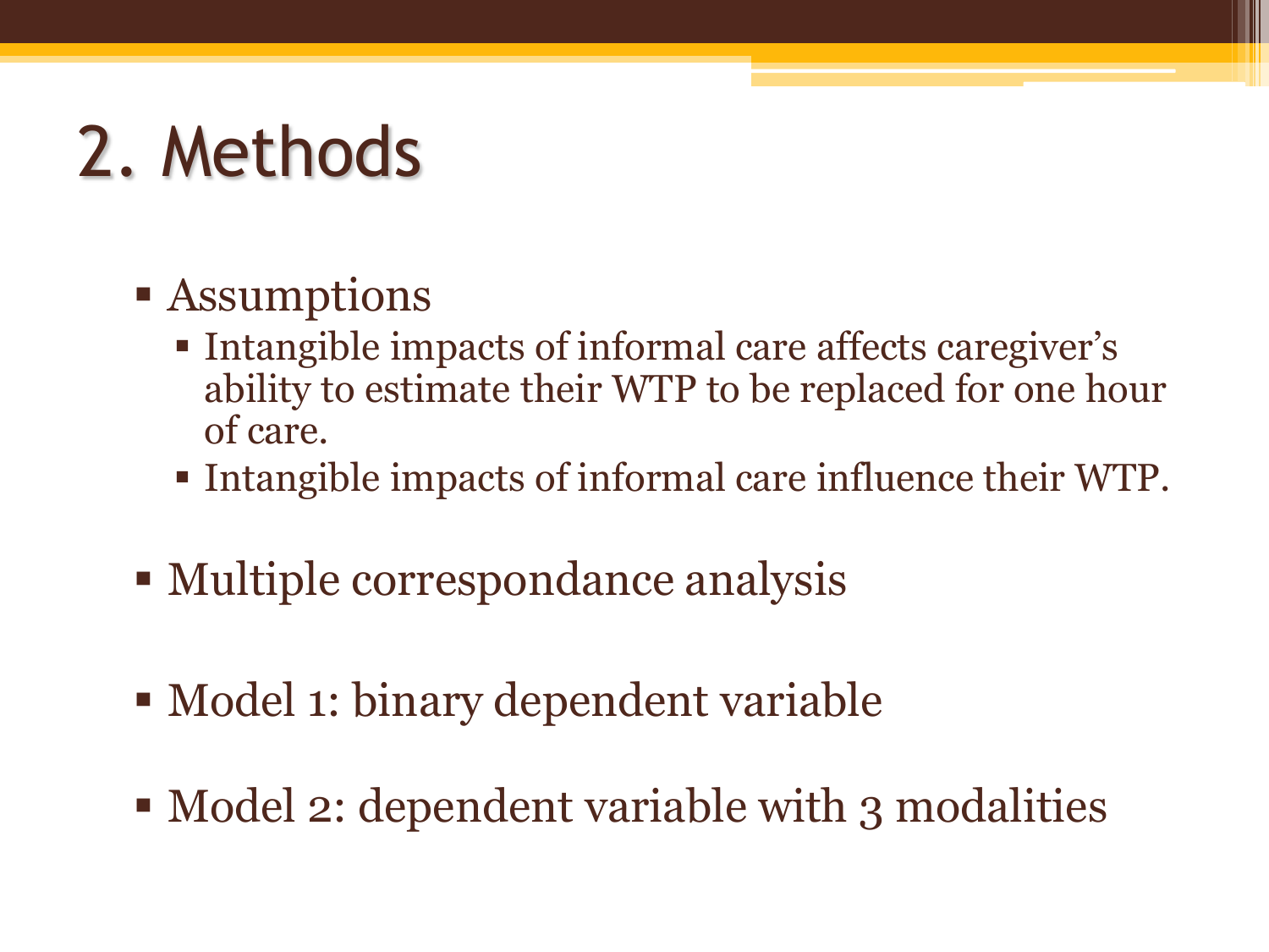# 2. Methods

- Assumptions
  - Intangible impacts of informal care affects caregiver's ability to estimate their WTP to be replaced for one hour of care.
  - Intangible impacts of informal care influence their WTP.
- Multiple correspondance analysis
- Model 1: binary dependent variable
- Model 2: dependent variable with 3 modalities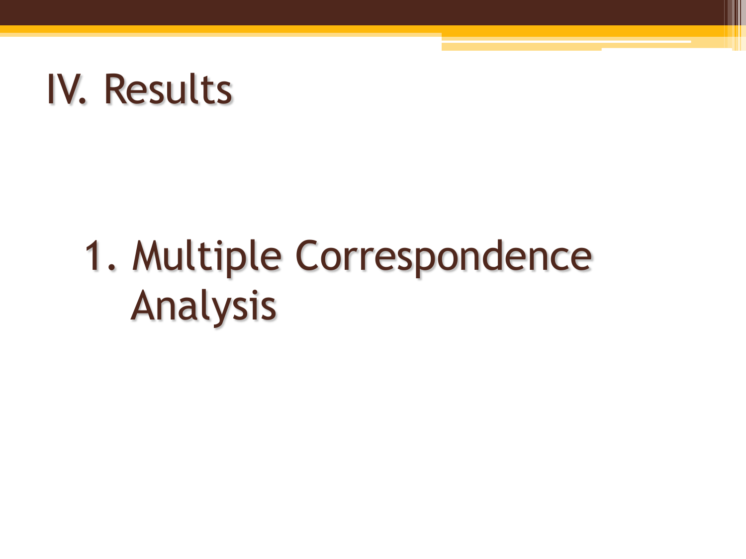# IV. Results

## 1. Multiple Correspondence Analysis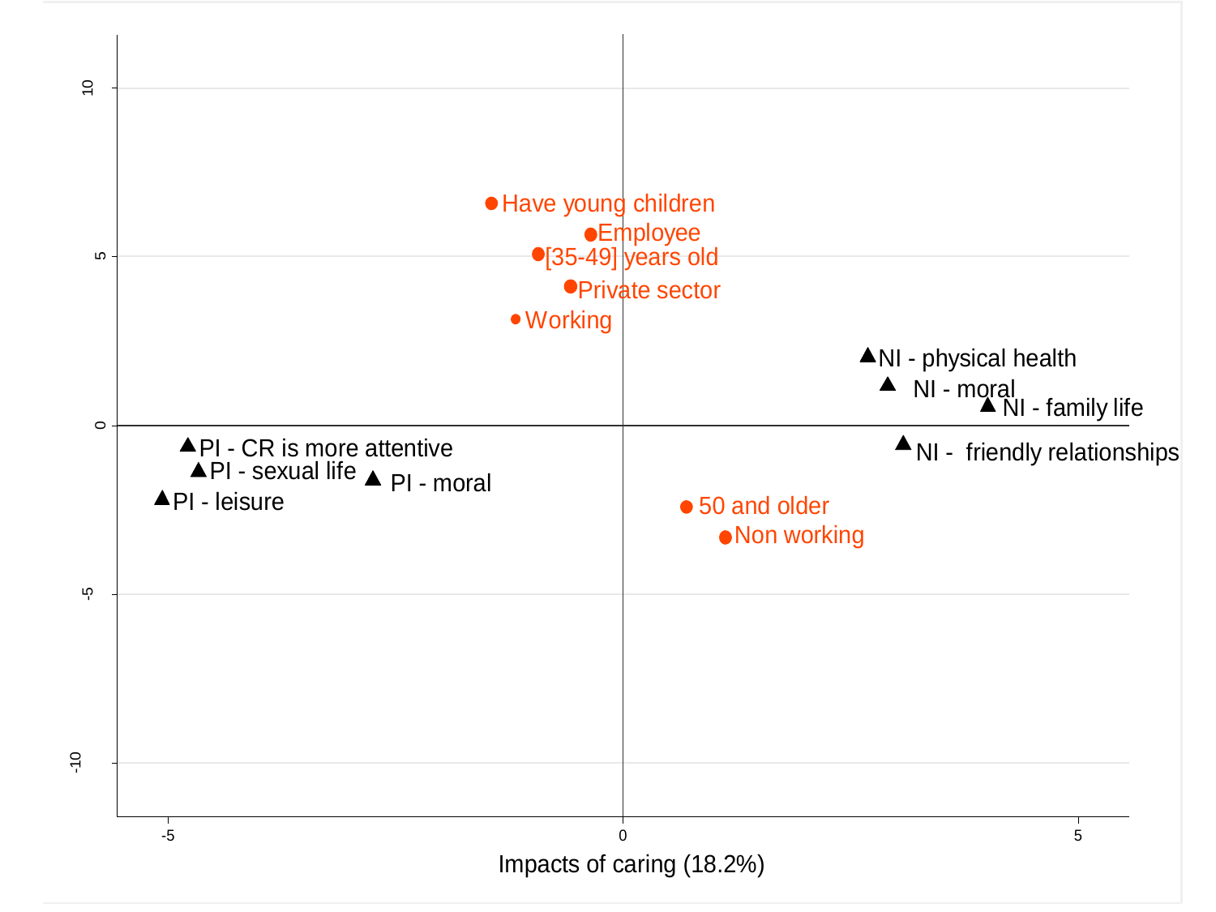Have young children

Employee

[35-49] years old

Private sector

Working

NI - physical health

NI - moral

NI - family life

NI - friendly relationships

PI - CR is more attentive

PI - sexual life

PI - moral

PI - leisure

50 and older

Non working

Impacts of caring (18.2%)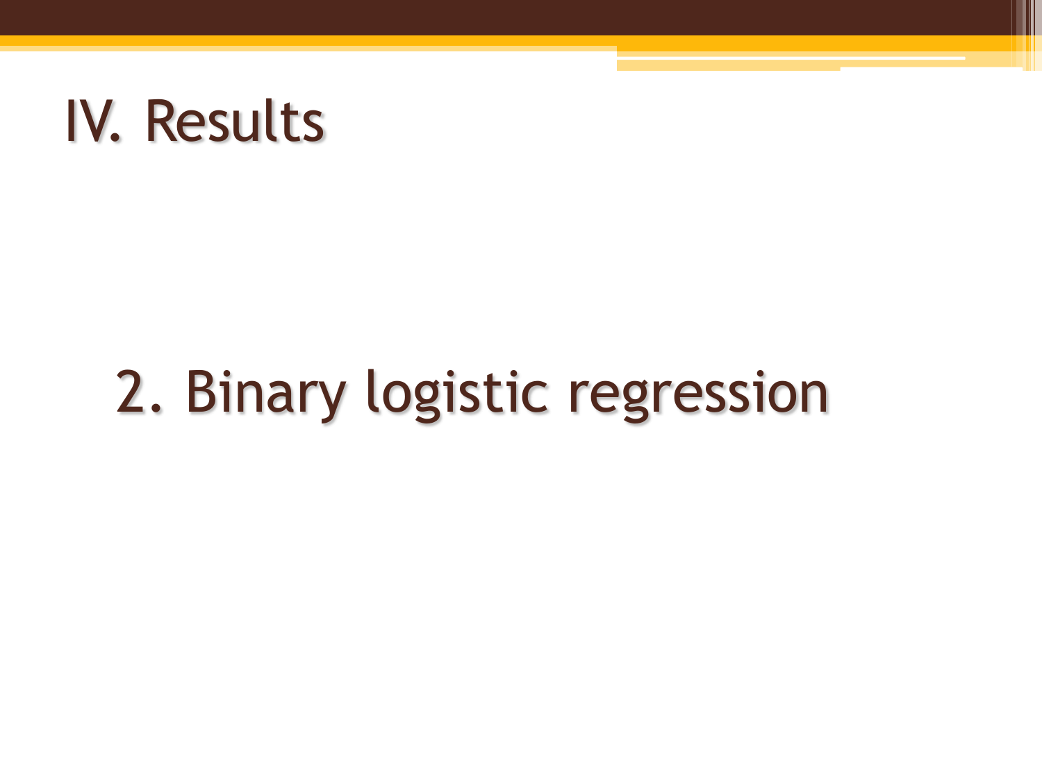# IV. Results

## 2. Binary logistic regression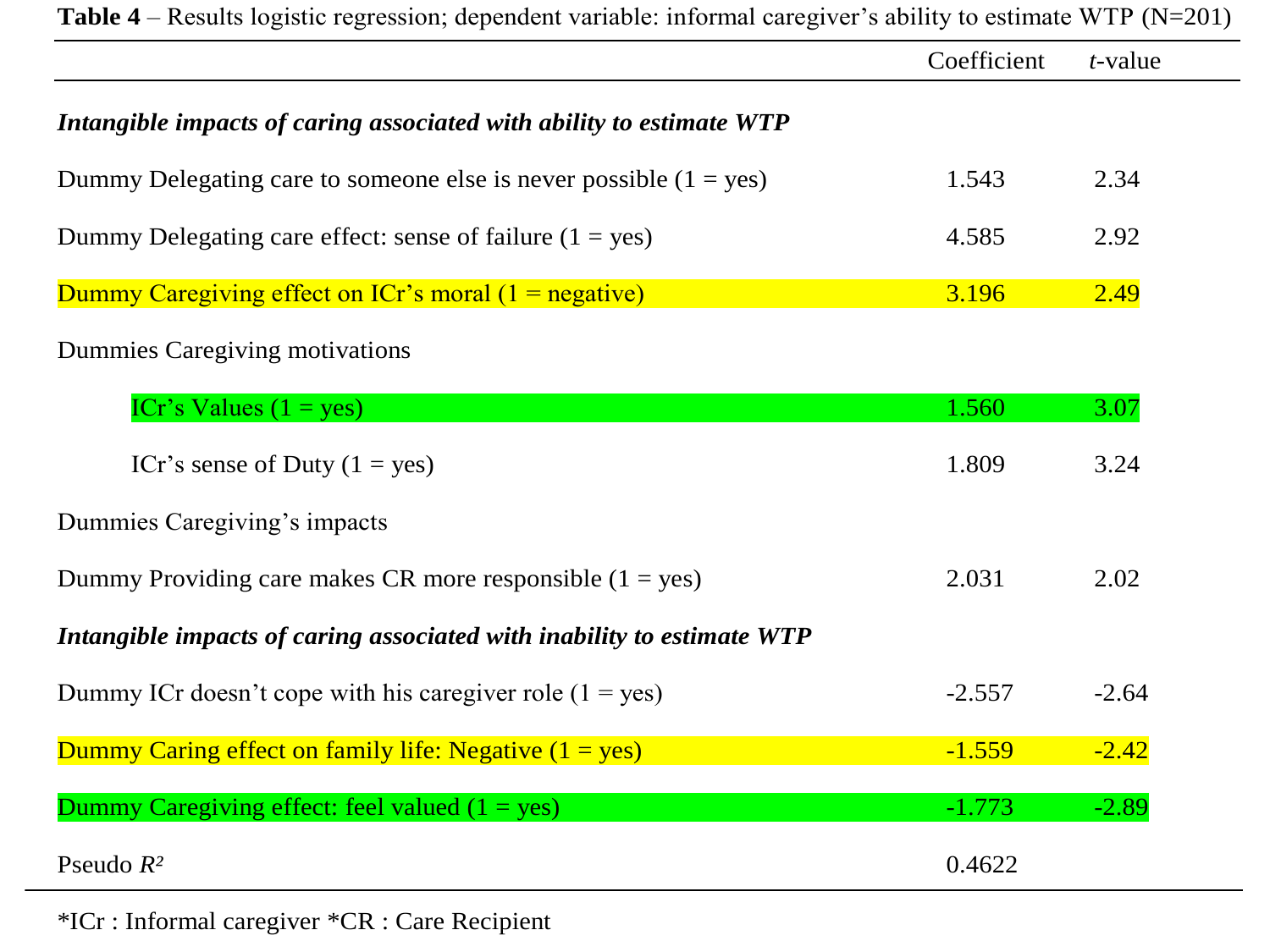**Table 4** – Results logistic regression; dependent variable: informal caregiver's ability to estimate WTP (N=201)

| | Coefficient | *t*-value |
|---|---|---|
| ***Intangible impacts of caring associated with ability to estimate WTP*** | | |
| Dummy Delegating care to someone else is never possible (1 = yes) | 1.543 | 2.34 |
| Dummy Delegating care effect: sense of failure (1 = yes) | 4.585 | 2.92 |
| Dummy Caregiving effect on ICr's moral (1 = negative) | 3.196 | 2.49 |
| Dummies Caregiving motivations | | |
| ICr's Values (1 = yes) | 1.560 | 3.07 |
| ICr's sense of Duty (1 = yes) | 1.809 | 3.24 |
| Dummies Caregiving's impacts | | |
| Dummy Providing care makes CR more responsible (1 = yes) | 2.031 | 2.02 |
| ***Intangible impacts of caring associated with inability to estimate WTP*** | | |
| Dummy ICr doesn't cope with his caregiver role (1 = yes) | -2.557 | -2.64 |
| Dummy Caring effect on family life: Negative (1 = yes) | -1.559 | -2.42 |
| Dummy Caregiving effect: feel valued (1 = yes) | -1.773 | -2.89 |
| Pseudo $R^2$ | 0.4622 | |

*ICr : Informal caregiver *CR : Care Recipient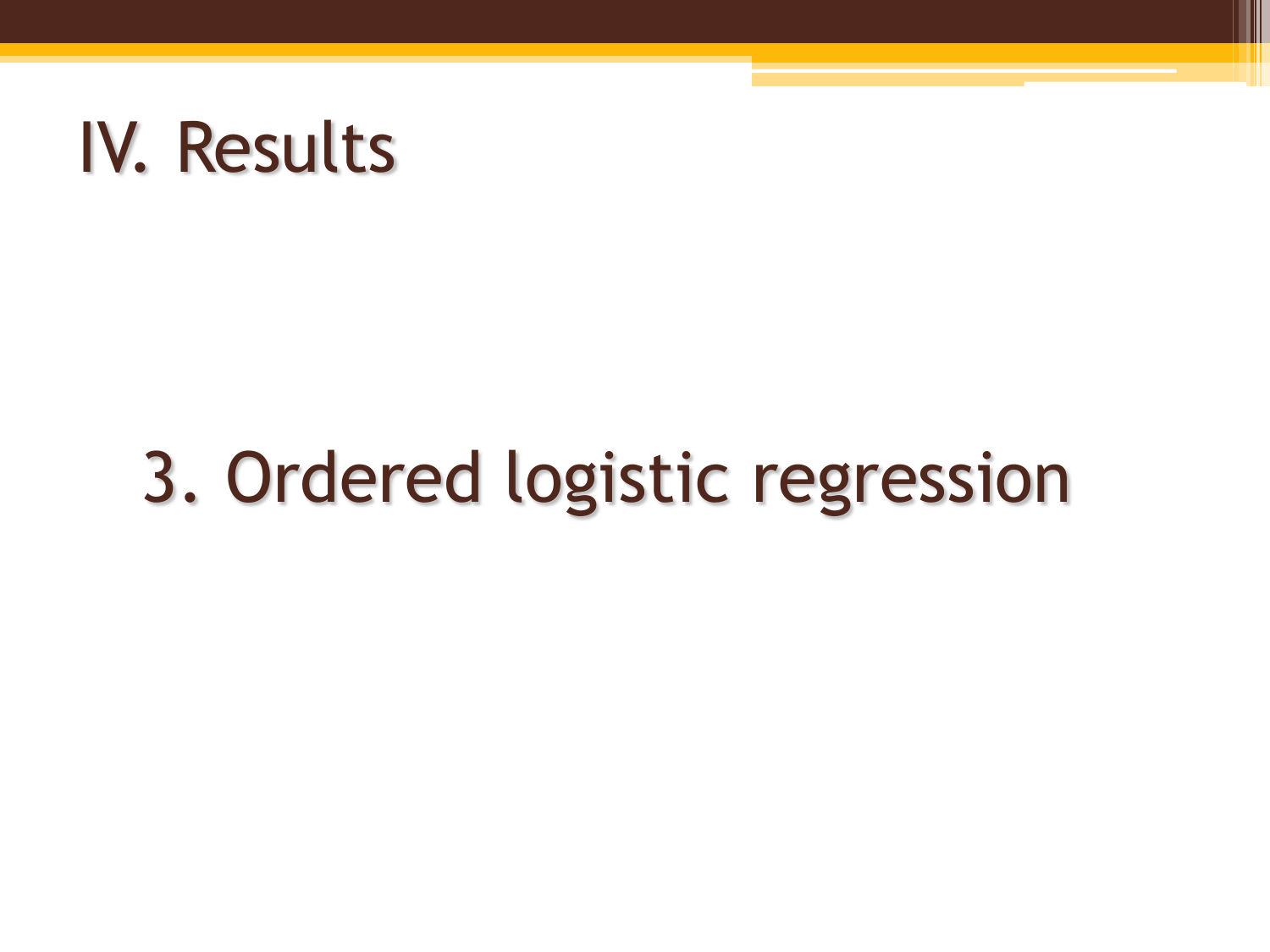# IV. Results

## 3. Ordered logistic regression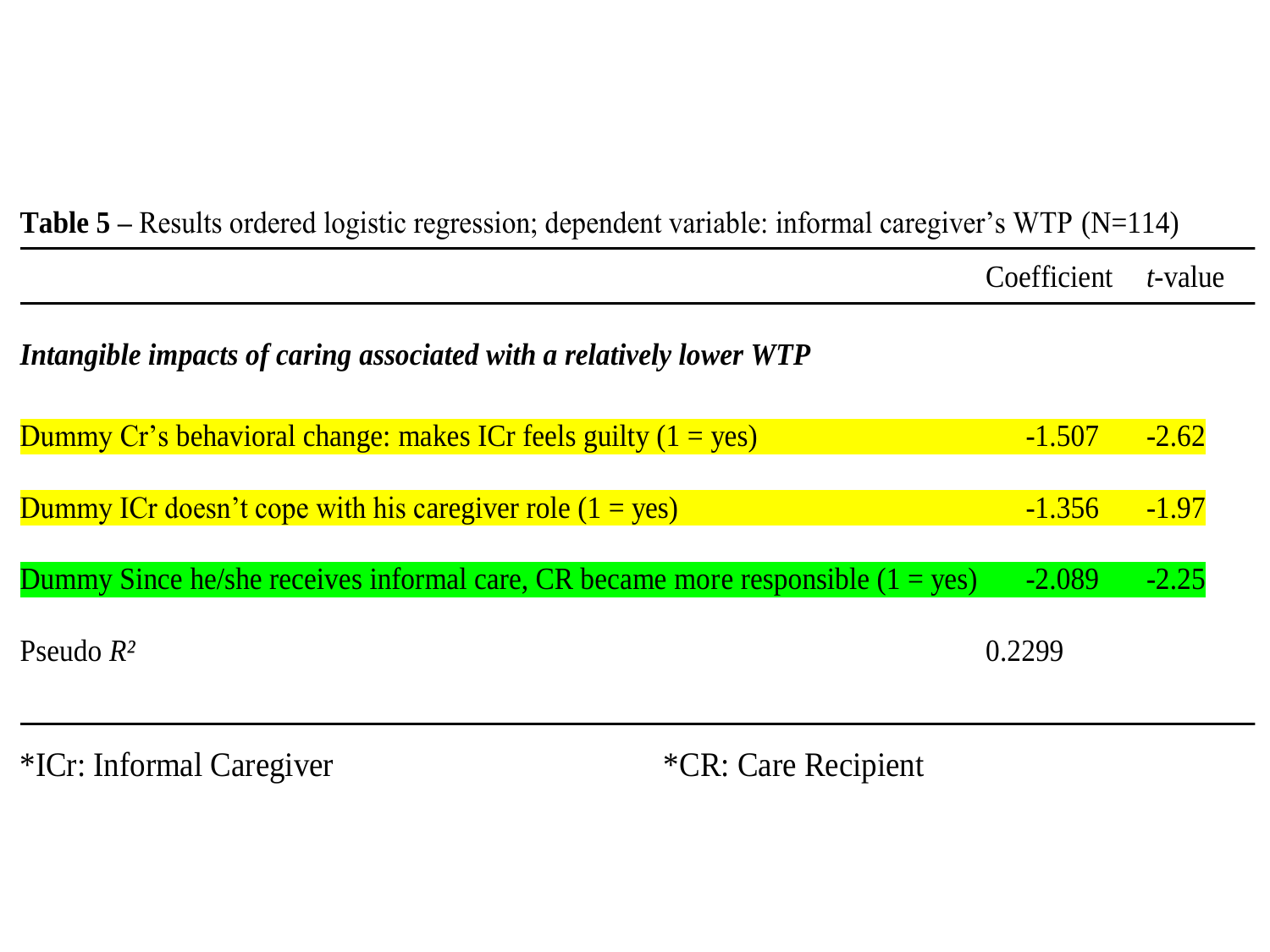**Table 5 –** Results ordered logistic regression; dependent variable: informal caregiver's WTP (N=114)

| | Coefficient | *t*-value |
|---|---|---|
| ***Intangible impacts of caring associated with a relatively lower WTP*** | | |
| Dummy Cr's behavioral change: makes ICr feels guilty (1 = yes) | -1.507 | -2.62 |
| Dummy ICr doesn't cope with his caregiver role (1 = yes) | -1.356 | -1.97 |
| Dummy Since he/she receives informal care, CR became more responsible (1 = yes) | -2.089 | -2.25 |
| Pseudo $R^2$ | 0.2299 | |

*ICr: Informal Caregiver *CR: Care Recipient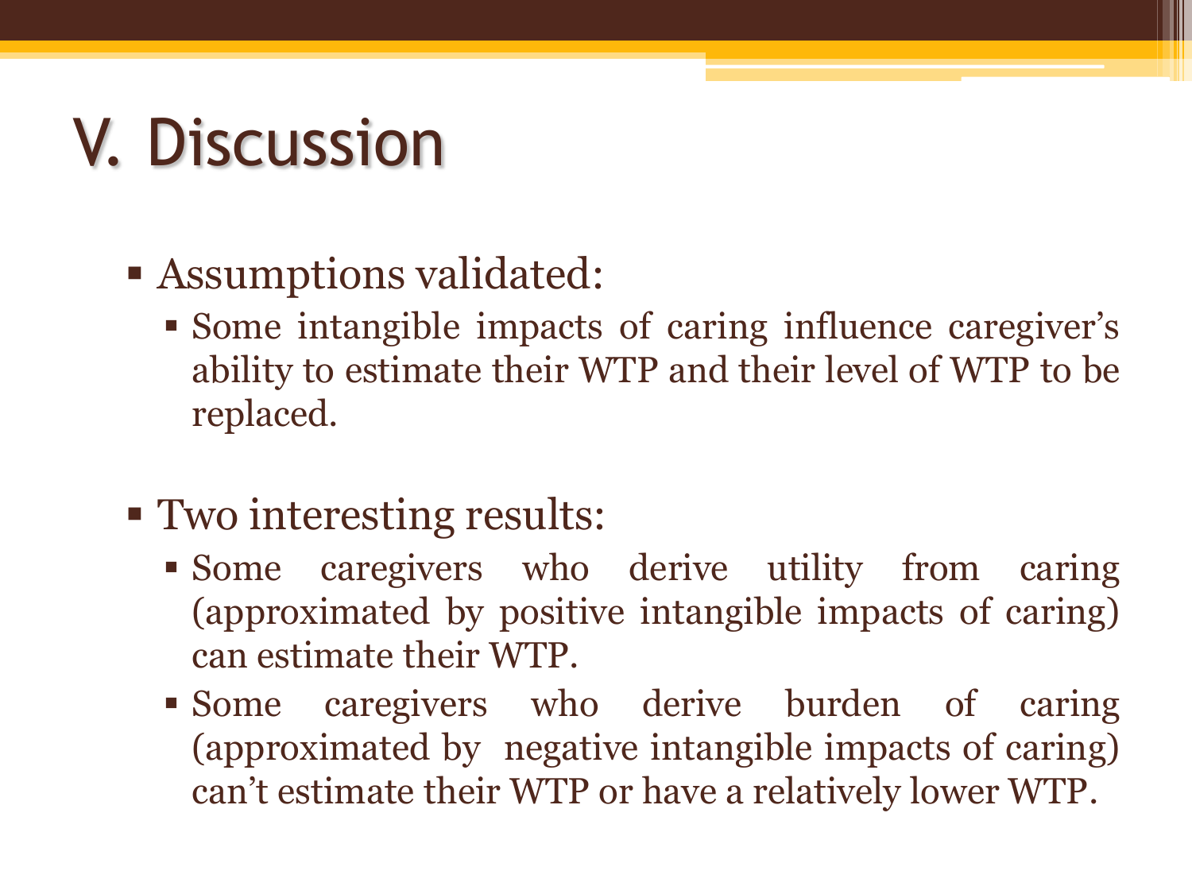# V. Discussion

- Assumptions validated:
  - Some intangible impacts of caring influence caregiver's ability to estimate their WTP and their level of WTP to be replaced.

- Two interesting results:
  - Some caregivers who derive utility from caring (approximated by positive intangible impacts of caring) can estimate their WTP.
  - Some caregivers who derive burden of caring (approximated by negative intangible impacts of caring) can't estimate their WTP or have a relatively lower WTP.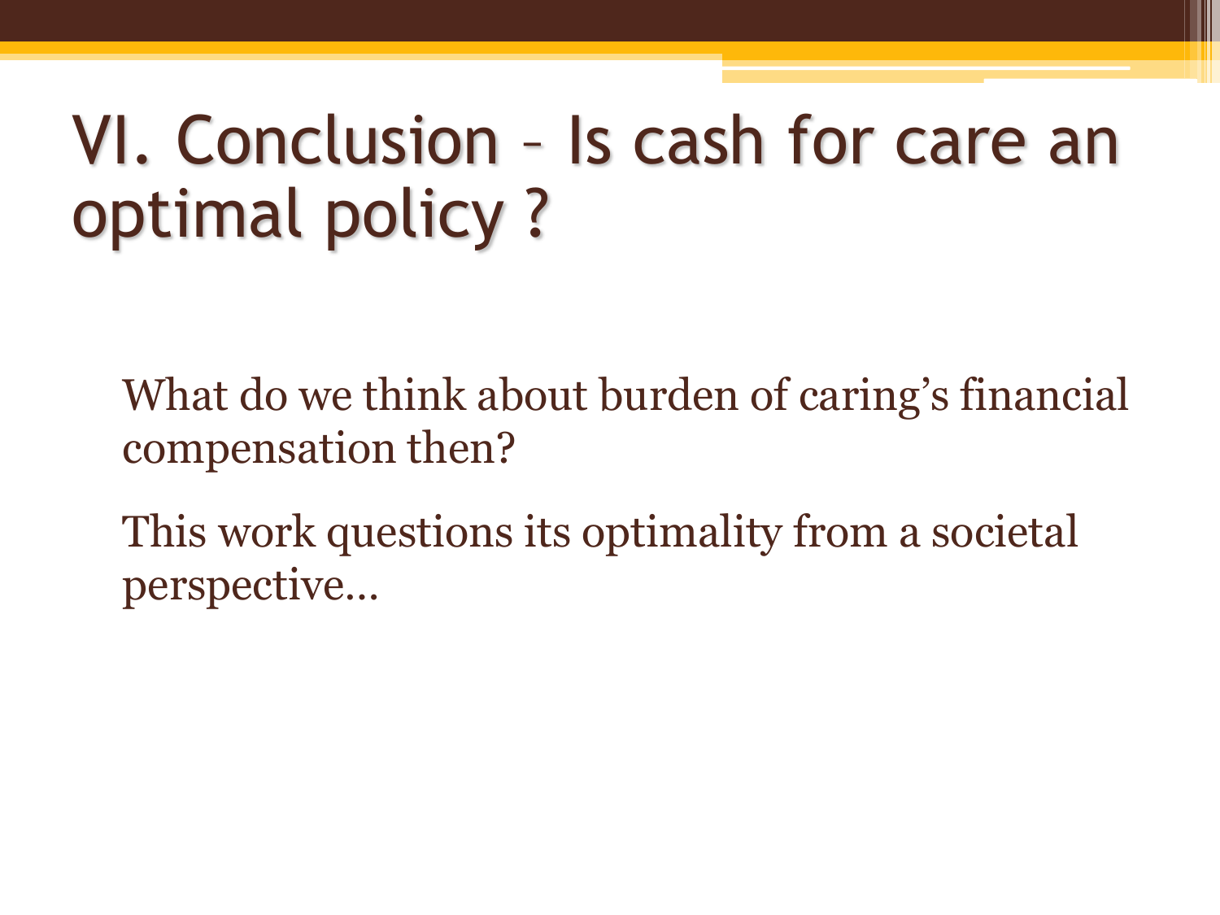# VI. Conclusion – Is cash for care an optimal policy ?

What do we think about burden of caring's financial compensation then?

This work questions its optimality from a societal perspective…